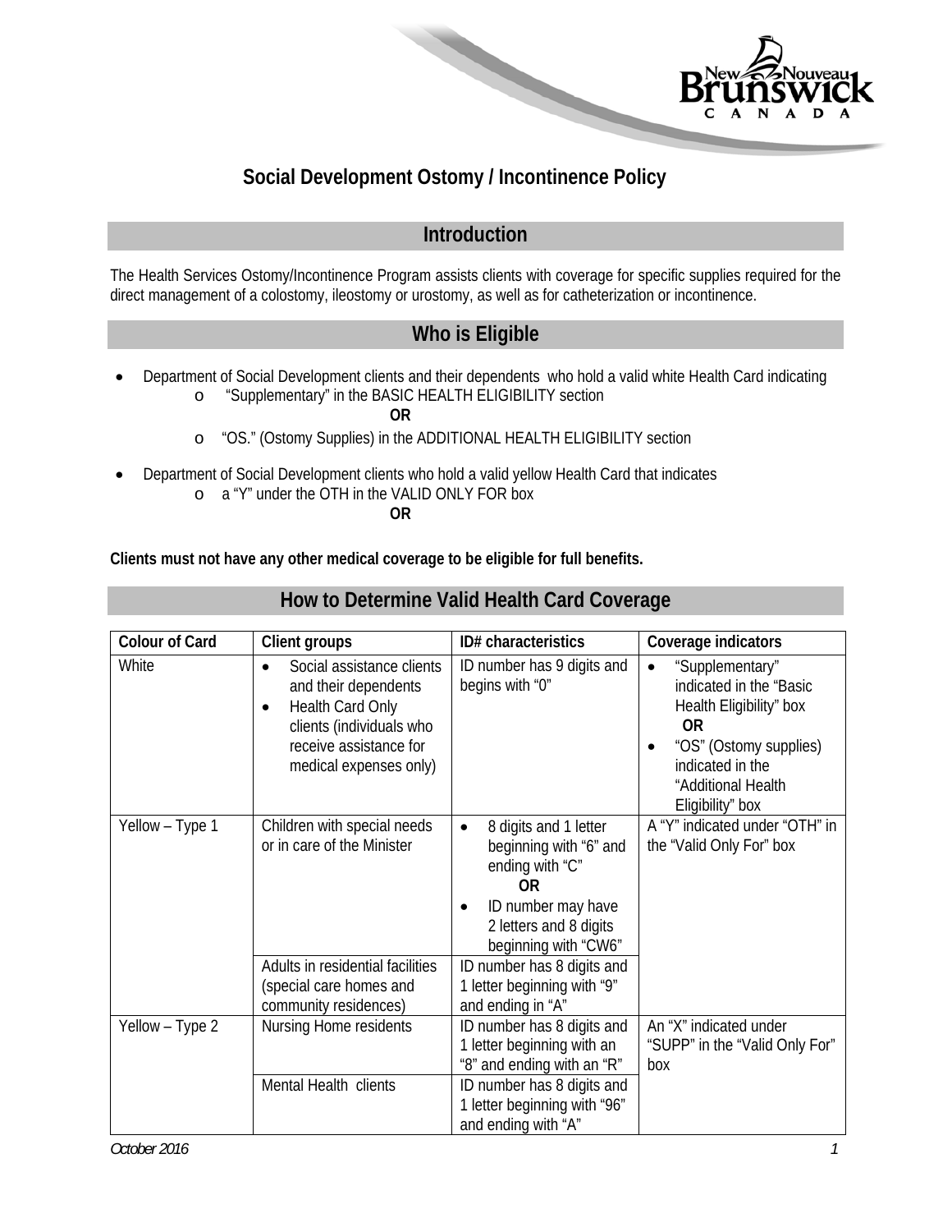# Social Development Ostomy / Incontinence Policy

## Introduction

The Health Services Ostomy/Incontinence Program assists clients with coverage for specific supplies required for the direct management of a colostomy, ileostomy or urostomy, as well as for catheterization or incontinence.

## Who is Eligible

- Department of Social Development clients and their dependents who hold a valid white Health Card indicating
  - "Supplementary" in the BASIC HEALTH ELIGIBILITY section

    **OR**
  - "OS." (Ostomy Supplies) in the ADDITIONAL HEALTH ELIGIBILITY section
- Department of Social Development clients who hold a valid yellow Health Card that indicates
  - a "Y" under the OTH in the VALID ONLY FOR box

    **OR**

**Clients must not have any other medical coverage to be eligible for full benefits.**

## How to Determine Valid Health Card Coverage

| Colour of Card | Client groups | ID# characteristics | Coverage indicators |
|---|---|---|---|
| White | • Social assistance clients and their dependents<br>• Health Card Only clients (individuals who receive assistance for medical expenses only) | ID number has 9 digits and begins with "0" | • "Supplementary" indicated in the "Basic Health Eligibility" box<br>**OR**<br>• "OS" (Ostomy supplies) indicated in the "Additional Health Eligibility" box |
| Yellow – Type 1 | Children with special needs or in care of the Minister | • 8 digits and 1 letter beginning with "6" and ending with "C"<br>**OR**<br>• ID number may have 2 letters and 8 digits beginning with "CW6" | A "Y" indicated under "OTH" in the "Valid Only For" box |
| | Adults in residential facilities (special care homes and community residences) | ID number has 8 digits and 1 letter beginning with "9" and ending in "A" | |
| Yellow – Type 2 | Nursing Home residents | ID number has 8 digits and 1 letter beginning with an "8" and ending with an "R" | An "X" indicated under "SUPP" in the "Valid Only For" box |
| | Mental Health clients | ID number has 8 digits and 1 letter beginning with "96" and ending with "A" | |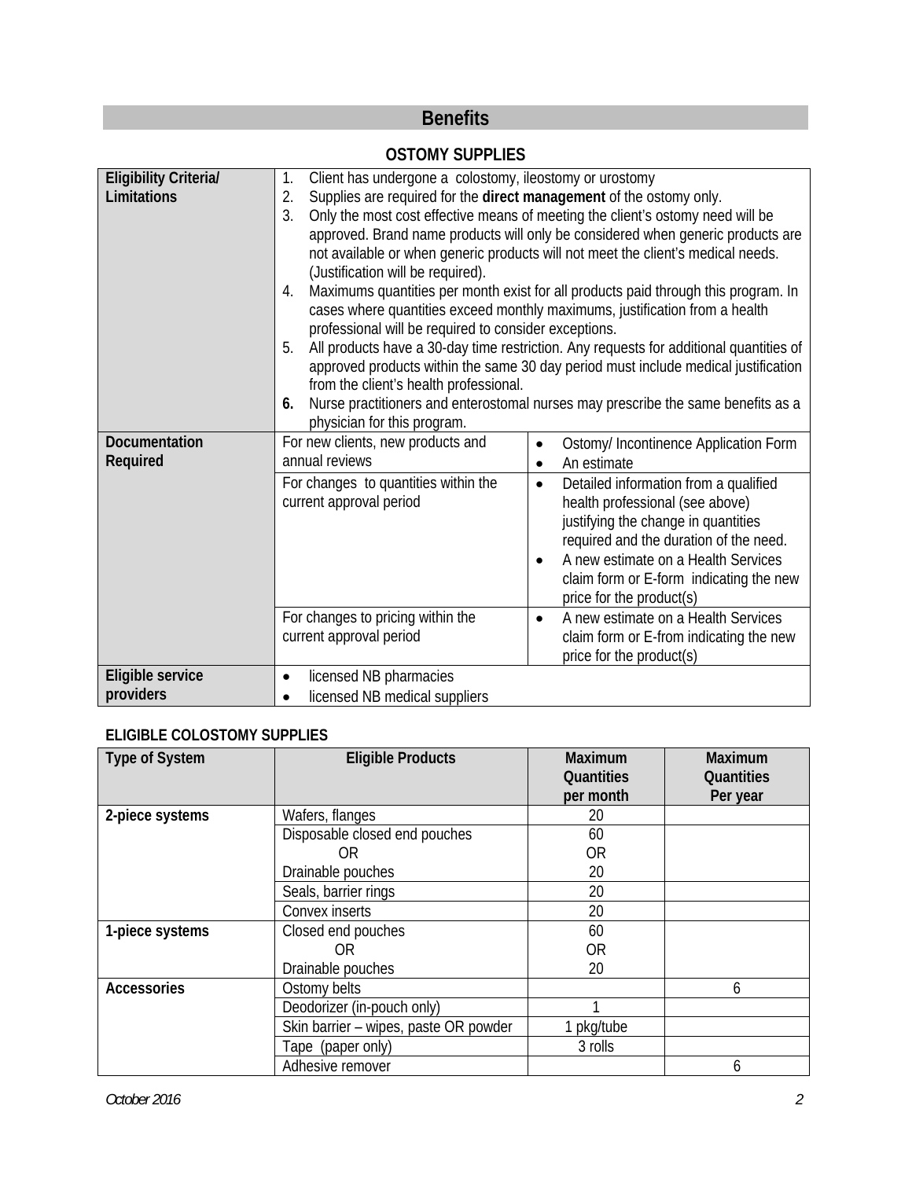# Benefits

## OSTOMY SUPPLIES

| | | |
|---|---|---|
| **Eligibility Criteria/ Limitations** | 1. Client has undergone a colostomy, ileostomy or urostomy<br>2. Supplies are required for the **direct management** of the ostomy only.<br>3. Only the most cost effective means of meeting the client's ostomy need will be approved. Brand name products will only be considered when generic products are not available or when generic products will not meet the client's medical needs. (Justification will be required).<br>4. Maximums quantities per month exist for all products paid through this program. In cases where quantities exceed monthly maximums, justification from a health professional will be required to consider exceptions.<br>5. All products have a 30-day time restriction. Any requests for additional quantities of approved products within the same 30 day period must include medical justification from the client's health professional.<br>**6.** Nurse practitioners and enterostomal nurses may prescribe the same benefits as a physician for this program. | |
| **Documentation Required** | For new clients, new products and annual reviews | • Ostomy/ Incontinence Application Form<br>• An estimate |
| | For changes to quantities within the current approval period | • Detailed information from a qualified health professional (see above) justifying the change in quantities required and the duration of the need.<br>• A new estimate on a Health Services claim form or E-form indicating the new price for the product(s) |
| | For changes to pricing within the current approval period | • A new estimate on a Health Services claim form or E-from indicating the new price for the product(s) |
| **Eligible service providers** | • licensed NB pharmacies<br>• licensed NB medical suppliers | |

### ELIGIBLE COLOSTOMY SUPPLIES

| Type of System | Eligible Products | Maximum Quantities per month | Maximum Quantities Per year |
|---|---|---|---|
| **2-piece systems** | Wafers, flanges | 20 | |
| | Disposable closed end pouches<br>OR<br>Drainable pouches | 60<br>OR<br>20 | |
| | Seals, barrier rings | 20 | |
| | Convex inserts | 20 | |
| **1-piece systems** | Closed end pouches<br>OR<br>Drainable pouches | 60<br>OR<br>20 | |
| **Accessories** | Ostomy belts | | 6 |
| | Deodorizer (in-pouch only) | 1 | |
| | Skin barrier – wipes, paste OR powder | 1 pkg/tube | |
| | Tape (paper only) | 3 rolls | |
| | Adhesive remover | | 6 |

*October 2016*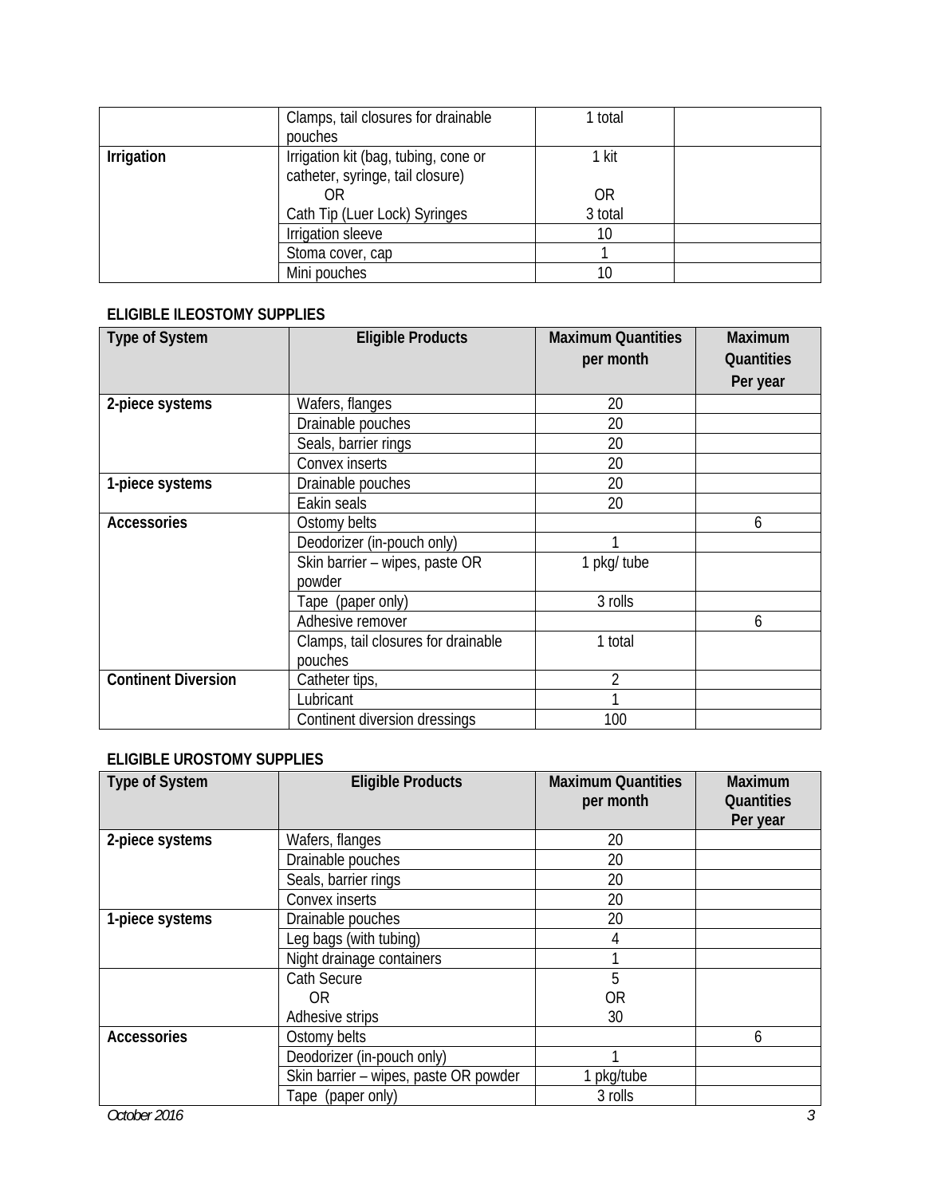| | | | |
|---|---|---|---|
| | Clamps, tail closures for drainable pouches | 1 total | |
| **Irrigation** | Irrigation kit (bag, tubing, cone or catheter, syringe, tail closure)<br>OR<br>Cath Tip (Luer Lock) Syringes | 1 kit<br><br>OR<br>3 total | |
| | Irrigation sleeve | 10 | |
| | Stoma cover, cap | 1 | |
| | Mini pouches | 10 | |

**ELIGIBLE ILEOSTOMY SUPPLIES**

| Type of System | Eligible Products | Maximum Quantities per month | Maximum Quantities Per year |
|---|---|---|---|
| **2-piece systems** | Wafers, flanges | 20 | |
| | Drainable pouches | 20 | |
| | Seals, barrier rings | 20 | |
| | Convex inserts | 20 | |
| **1-piece systems** | Drainable pouches | 20 | |
| | Eakin seals | 20 | |
| **Accessories** | Ostomy belts | | 6 |
| | Deodorizer (in-pouch only) | 1 | |
| | Skin barrier – wipes, paste OR powder | 1 pkg/ tube | |
| | Tape (paper only) | 3 rolls | |
| | Adhesive remover | | 6 |
| | Clamps, tail closures for drainable pouches | 1 total | |
| **Continent Diversion** | Catheter tips, | 2 | |
| | Lubricant | 1 | |
| | Continent diversion dressings | 100 | |

**ELIGIBLE UROSTOMY SUPPLIES**

| Type of System | Eligible Products | Maximum Quantities per month | Maximum Quantities Per year |
|---|---|---|---|
| **2-piece systems** | Wafers, flanges | 20 | |
| | Drainable pouches | 20 | |
| | Seals, barrier rings | 20 | |
| | Convex inserts | 20 | |
| **1-piece systems** | Drainable pouches | 20 | |
| | Leg bags (with tubing) | 4 | |
| | Night drainage containers | 1 | |
| | Cath Secure<br>OR<br>Adhesive strips | 5<br>OR<br>30 | |
| **Accessories** | Ostomy belts | | 6 |
| | Deodorizer (in-pouch only) | 1 | |
| | Skin barrier – wipes, paste OR powder | 1 pkg/tube | |
| | Tape (paper only) | 3 rolls | |

*October 2016*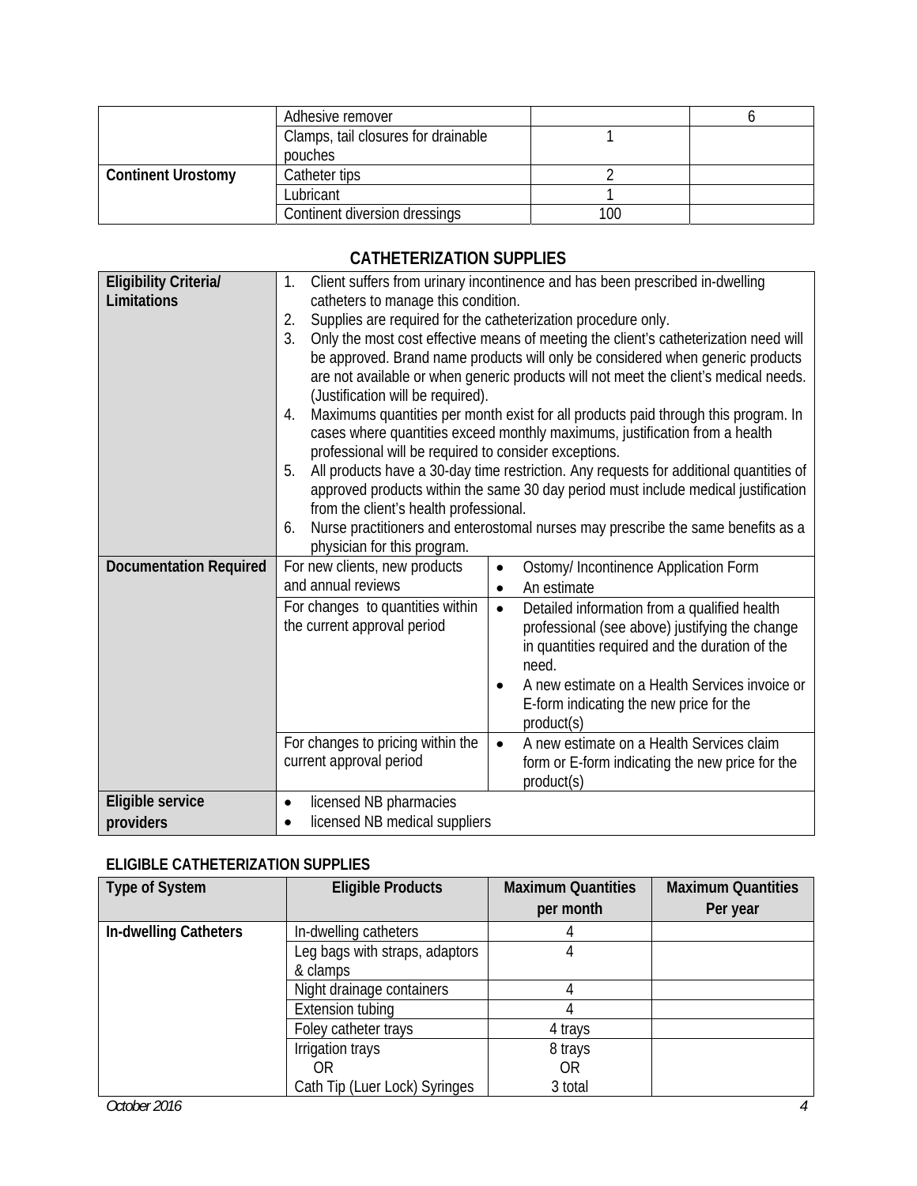| | | | |
|---|---|---|---|
| | Adhesive remover | | 6 |
| | Clamps, tail closures for drainable pouches | 1 | |
| **Continent Urostomy** | Catheter tips | 2 | |
| | Lubricant | 1 | |
| | Continent diversion dressings | 100 | |

## CATHETERIZATION SUPPLIES

| | | |
|---|---|---|
| **Eligibility Criteria/ Limitations** | 1. Client suffers from urinary incontinence and has been prescribed in-dwelling catheters to manage this condition.<br>2. Supplies are required for the catheterization procedure only.<br>3. Only the most cost effective means of meeting the client's catheterization need will be approved. Brand name products will only be considered when generic products are not available or when generic products will not meet the client's medical needs. (Justification will be required).<br>4. Maximums quantities per month exist for all products paid through this program. In cases where quantities exceed monthly maximums, justification from a health professional will be required to consider exceptions.<br>5. All products have a 30-day time restriction. Any requests for additional quantities of approved products within the same 30 day period must include medical justification from the client's health professional.<br>6. Nurse practitioners and enterostomal nurses may prescribe the same benefits as a physician for this program. | |
| **Documentation Required** | For new clients, new products and annual reviews | • Ostomy/ Incontinence Application Form<br>• An estimate |
| | For changes to quantities within the current approval period | • Detailed information from a qualified health professional (see above) justifying the change in quantities required and the duration of the need.<br>• A new estimate on a Health Services invoice or E-form indicating the new price for the product(s) |
| | For changes to pricing within the current approval period | • A new estimate on a Health Services claim form or E-form indicating the new price for the product(s) |
| **Eligible service providers** | • licensed NB pharmacies<br>• licensed NB medical suppliers | |

### ELIGIBLE CATHETERIZATION SUPPLIES

| Type of System | Eligible Products | Maximum Quantities per month | Maximum Quantities Per year |
|---|---|---|---|
| **In-dwelling Catheters** | In-dwelling catheters | 4 | |
| | Leg bags with straps, adaptors & clamps | 4 | |
| | Night drainage containers | 4 | |
| | Extension tubing | 4 | |
| | Foley catheter trays | 4 trays | |
| | Irrigation trays<br>OR<br>Cath Tip (Luer Lock) Syringes | 8 trays<br>OR<br>3 total | |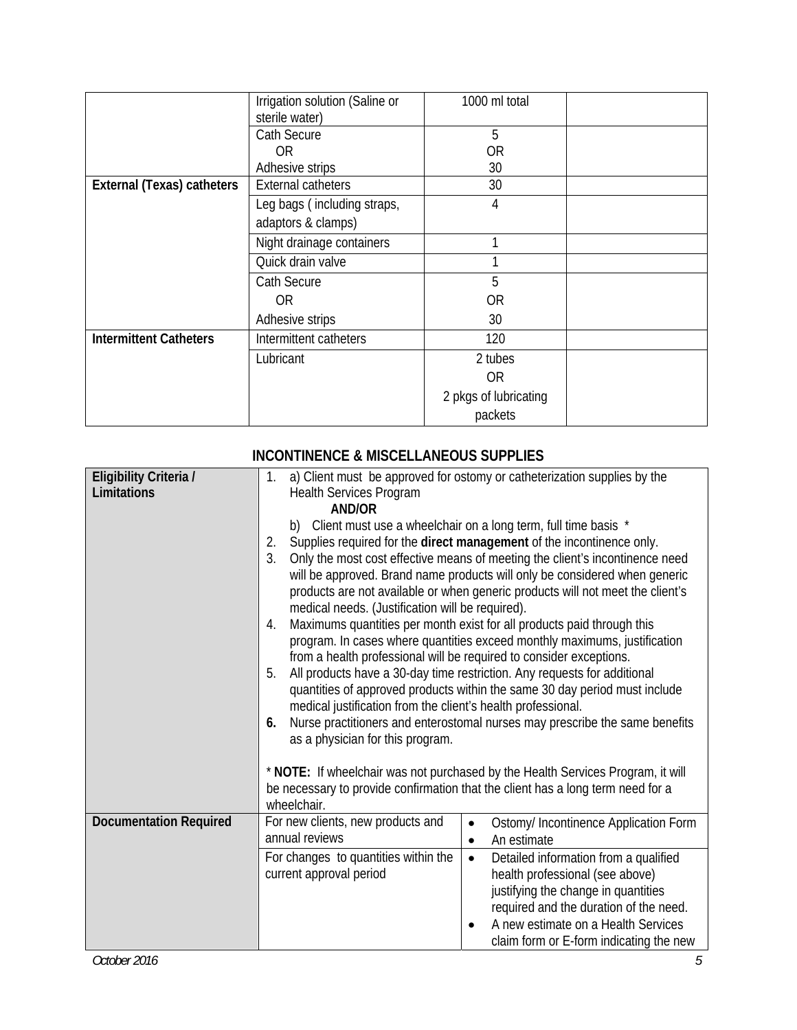| | | | |
|---|---|---|---|
| | Irrigation solution (Saline or sterile water) | 1000 ml total | |
| | Cath Secure<br>OR<br>Adhesive strips | 5<br>OR<br>30 | |
| **External (Texas) catheters** | External catheters | 30 | |
| | Leg bags ( including straps, adaptors & clamps) | 4 | |
| | Night drainage containers | 1 | |
| | Quick drain valve | 1 | |
| | Cath Secure<br>OR<br>Adhesive strips | 5<br>OR<br>30 | |
| **Intermittent Catheters** | Intermittent catheters | 120 | |
| | Lubricant | 2 tubes<br>OR<br>2 pkgs of lubricating packets | |

## INCONTINENCE & MISCELLANEOUS SUPPLIES

| | | |
|---|---|---|
| **Eligibility Criteria / Limitations** | 1. a) Client must be approved for ostomy or catheterization supplies by the Health Services Program<br>**AND/OR**<br>b) Client must use a wheelchair on a long term, full time basis *<br>2. Supplies required for the **direct management** of the incontinence only.<br>3. Only the most cost effective means of meeting the client's incontinence need will be approved. Brand name products will only be considered when generic products are not available or when generic products will not meet the client's medical needs. (Justification will be required).<br>4. Maximums quantities per month exist for all products paid through this program. In cases where quantities exceed monthly maximums, justification from a health professional will be required to consider exceptions.<br>5. All products have a 30-day time restriction. Any requests for additional quantities of approved products within the same 30 day period must include medical justification from the client's health professional.<br>**6.** Nurse practitioners and enterostomal nurses may prescribe the same benefits as a physician for this program.<br><br>* **NOTE:** If wheelchair was not purchased by the Health Services Program, it will be necessary to provide confirmation that the client has a long term need for a wheelchair. | |
| **Documentation Required** | For new clients, new products and annual reviews | • Ostomy/ Incontinence Application Form<br>• An estimate |
| | For changes to quantities within the current approval period | • Detailed information from a qualified health professional (see above) justifying the change in quantities required and the duration of the need.<br>• A new estimate on a Health Services claim form or E-form indicating the new |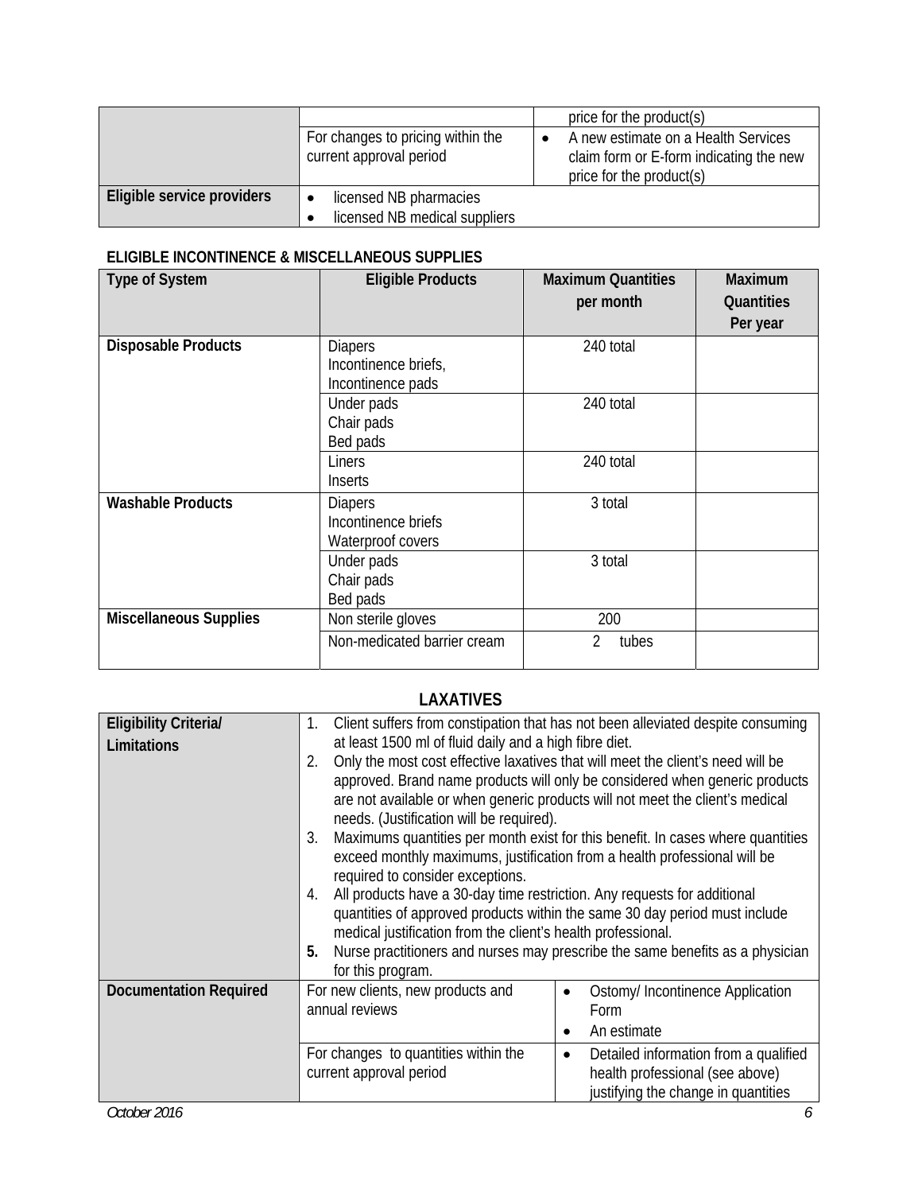| | | price for the product(s) |
|---|---|---|
| | For changes to pricing within the current approval period | • A new estimate on a Health Services claim form or E-form indicating the new price for the product(s) |
| **Eligible service providers** | • licensed NB pharmacies<br>• licensed NB medical suppliers | |

**ELIGIBLE INCONTINENCE & MISCELLANEOUS SUPPLIES**

| Type of System | Eligible Products | Maximum Quantities per month | Maximum Quantities Per year |
|---|---|---|---|
| **Disposable Products** | Diapers<br>Incontinence briefs,<br>Incontinence pads | 240 total | |
| | Under pads<br>Chair pads<br>Bed pads | 240 total | |
| | Liners<br>Inserts | 240 total | |
| **Washable Products** | Diapers<br>Incontinence briefs<br>Waterproof covers | 3 total | |
| | Under pads<br>Chair pads<br>Bed pads | 3 total | |
| **Miscellaneous Supplies** | Non sterile gloves | 200 | |
| | Non-medicated barrier cream | 2 tubes | |

## LAXATIVES

| | | |
|---|---|---|
| **Eligibility Criteria/ Limitations** | 1. Client suffers from constipation that has not been alleviated despite consuming at least 1500 ml of fluid daily and a high fibre diet.<br>2. Only the most cost effective laxatives that will meet the client's need will be approved. Brand name products will only be considered when generic products are not available or when generic products will not meet the client's medical needs. (Justification will be required).<br>3. Maximums quantities per month exist for this benefit. In cases where quantities exceed monthly maximums, justification from a health professional will be required to consider exceptions.<br>4. All products have a 30-day time restriction. Any requests for additional quantities of approved products within the same 30 day period must include medical justification from the client's health professional.<br>**5.** Nurse practitioners and nurses may prescribe the same benefits as a physician for this program. | |
| **Documentation Required** | For new clients, new products and annual reviews | • Ostomy/ Incontinence Application Form<br>• An estimate |
| | For changes to quantities within the current approval period | • Detailed information from a qualified health professional (see above) justifying the change in quantities |

*October 2016*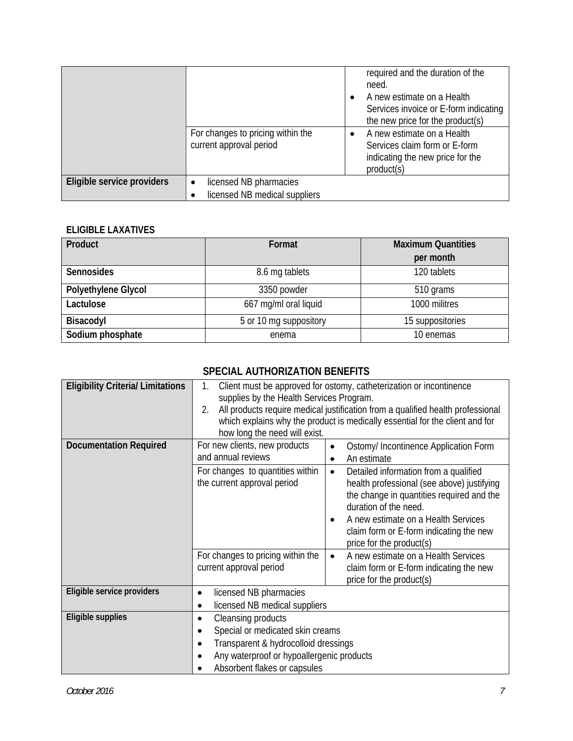| | | |
|---|---|---|
| | | required and the duration of the need.<br>• A new estimate on a Health Services invoice or E-form indicating the new price for the product(s) |
| | For changes to pricing within the current approval period | • A new estimate on a Health Services claim form or E-form indicating the new price for the product(s) |
| **Eligible service providers** | • licensed NB pharmacies<br>• licensed NB medical suppliers | |

**ELIGIBLE LAXATIVES**

| Product | Format | Maximum Quantities per month |
|---|---|---|
| **Sennosides** | 8.6 mg tablets | 120 tablets |
| **Polyethylene Glycol** | 3350 powder | 510 grams |
| **Lactulose** | 667 mg/ml oral liquid | 1000 militres |
| **Bisacodyl** | 5 or 10 mg suppository | 15 suppositories |
| **Sodium phosphate** | enema | 10 enemas |

## SPECIAL AUTHORIZATION BENEFITS

| | | |
|---|---|---|
| **Eligibility Criteria/ Limitations** | 1. Client must be approved for ostomy, catheterization or incontinence supplies by the Health Services Program.<br>2. All products require medical justification from a qualified health professional which explains why the product is medically essential for the client and for how long the need will exist. | |
| **Documentation Required** | For new clients, new products and annual reviews | • Ostomy/ Incontinence Application Form<br>• An estimate |
| | For changes to quantities within the current approval period | • Detailed information from a qualified health professional (see above) justifying the change in quantities required and the duration of the need.<br>• A new estimate on a Health Services claim form or E-form indicating the new price for the product(s) |
| | For changes to pricing within the current approval period | • A new estimate on a Health Services claim form or E-form indicating the new price for the product(s) |
| **Eligible service providers** | • licensed NB pharmacies<br>• licensed NB medical suppliers | |
| **Eligible supplies** | • Cleansing products<br>• Special or medicated skin creams<br>• Transparent & hydrocolloid dressings<br>• Any waterproof or hypoallergenic products<br>• Absorbent flakes or capsules | |

*October 2016*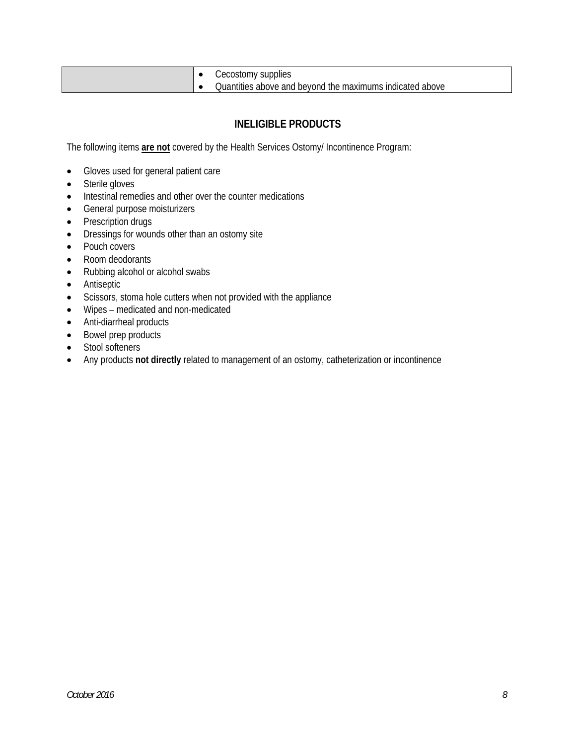| | |
|---|---|
| | • Cecostomy supplies<br>• Quantities above and beyond the maximums indicated above |

## INELIGIBLE PRODUCTS

The following items **are not** covered by the Health Services Ostomy/ Incontinence Program:

- Gloves used for general patient care
- Sterile gloves
- Intestinal remedies and other over the counter medications
- General purpose moisturizers
- Prescription drugs
- Dressings for wounds other than an ostomy site
- Pouch covers
- Room deodorants
- Rubbing alcohol or alcohol swabs
- Antiseptic
- Scissors, stoma hole cutters when not provided with the appliance
- Wipes – medicated and non-medicated
- Anti-diarrheal products
- Bowel prep products
- Stool softeners
- Any products **not directly** related to management of an ostomy, catheterization or incontinence